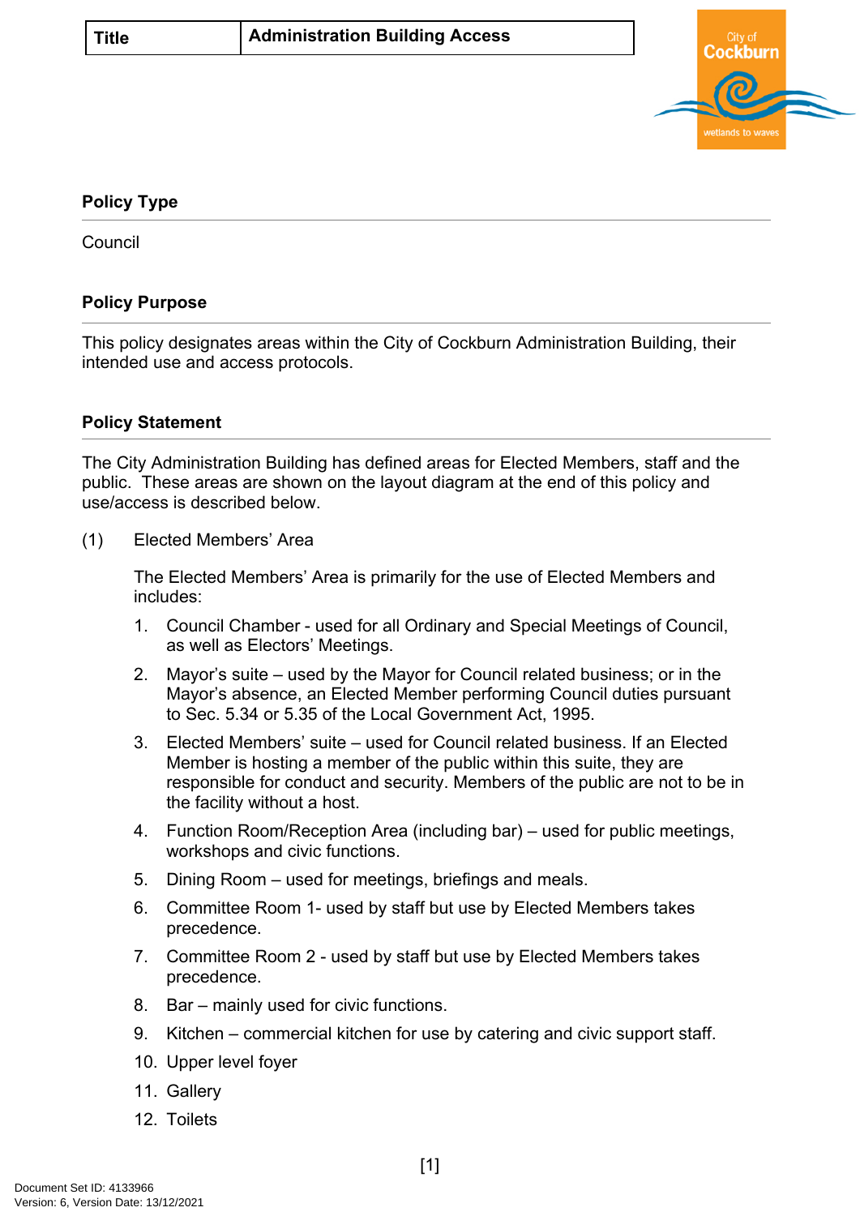| Title | Administration Building Access |
| --- | --- |

## Policy Type

Council

## Policy Purpose

This policy designates areas within the City of Cockburn Administration Building, their intended use and access protocols.

## Policy Statement

The City Administration Building has defined areas for Elected Members, staff and the public. These areas are shown on the layout diagram at the end of this policy and use/access is described below.

(1) Elected Members' Area

The Elected Members' Area is primarily for the use of Elected Members and includes:

1. Council Chamber - used for all Ordinary and Special Meetings of Council, as well as Electors' Meetings.
2. Mayor's suite – used by the Mayor for Council related business; or in the Mayor's absence, an Elected Member performing Council duties pursuant to Sec. 5.34 or 5.35 of the Local Government Act, 1995.
3. Elected Members' suite – used for Council related business. If an Elected Member is hosting a member of the public within this suite, they are responsible for conduct and security. Members of the public are not to be in the facility without a host.
4. Function Room/Reception Area (including bar) – used for public meetings, workshops and civic functions.
5. Dining Room – used for meetings, briefings and meals.
6. Committee Room 1- used by staff but use by Elected Members takes precedence.
7. Committee Room 2 - used by staff but use by Elected Members takes precedence.
8. Bar – mainly used for civic functions.
9. Kitchen – commercial kitchen for use by catering and civic support staff.
10. Upper level foyer
11. Gallery
12. Toilets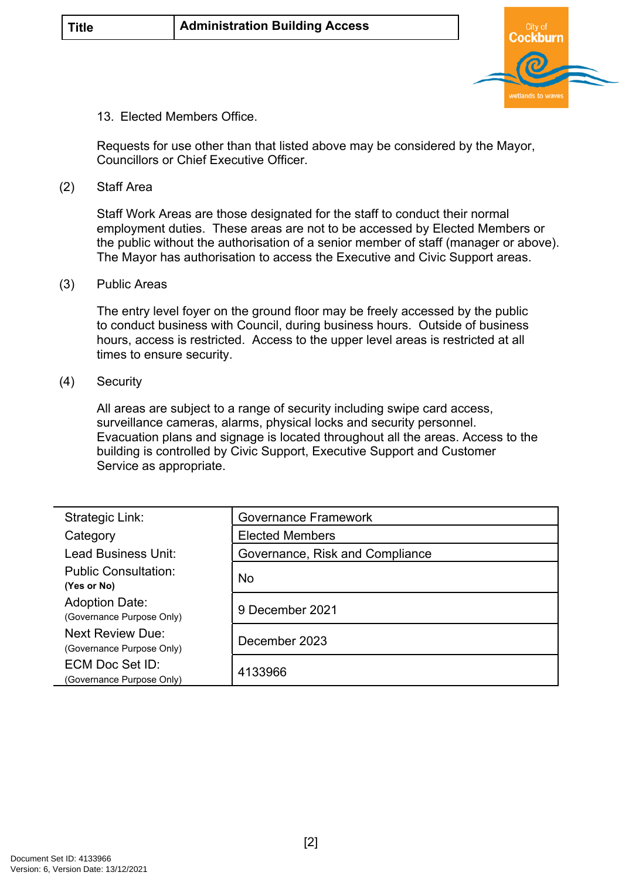| Title | Administration Building Access |
|---|---|

13. Elected Members Office.

Requests for use other than that listed above may be considered by the Mayor, Councillors or Chief Executive Officer.

(2) Staff Area

Staff Work Areas are those designated for the staff to conduct their normal employment duties. These areas are not to be accessed by Elected Members or the public without the authorisation of a senior member of staff (manager or above). The Mayor has authorisation to access the Executive and Civic Support areas.

(3) Public Areas

The entry level foyer on the ground floor may be freely accessed by the public to conduct business with Council, during business hours. Outside of business hours, access is restricted. Access to the upper level areas is restricted at all times to ensure security.

(4) Security

All areas are subject to a range of security including swipe card access, surveillance cameras, alarms, physical locks and security personnel. Evacuation plans and signage is located throughout all the areas. Access to the building is controlled by Civic Support, Executive Support and Customer Service as appropriate.

| | |
|---|---|
| Strategic Link: | Governance Framework |
| Category | Elected Members |
| Lead Business Unit: | Governance, Risk and Compliance |
| Public Consultation: **(Yes or No)** | No |
| Adoption Date: (Governance Purpose Only) | 9 December 2021 |
| Next Review Due: (Governance Purpose Only) | December 2023 |
| ECM Doc Set ID: (Governance Purpose Only) | 4133966 |